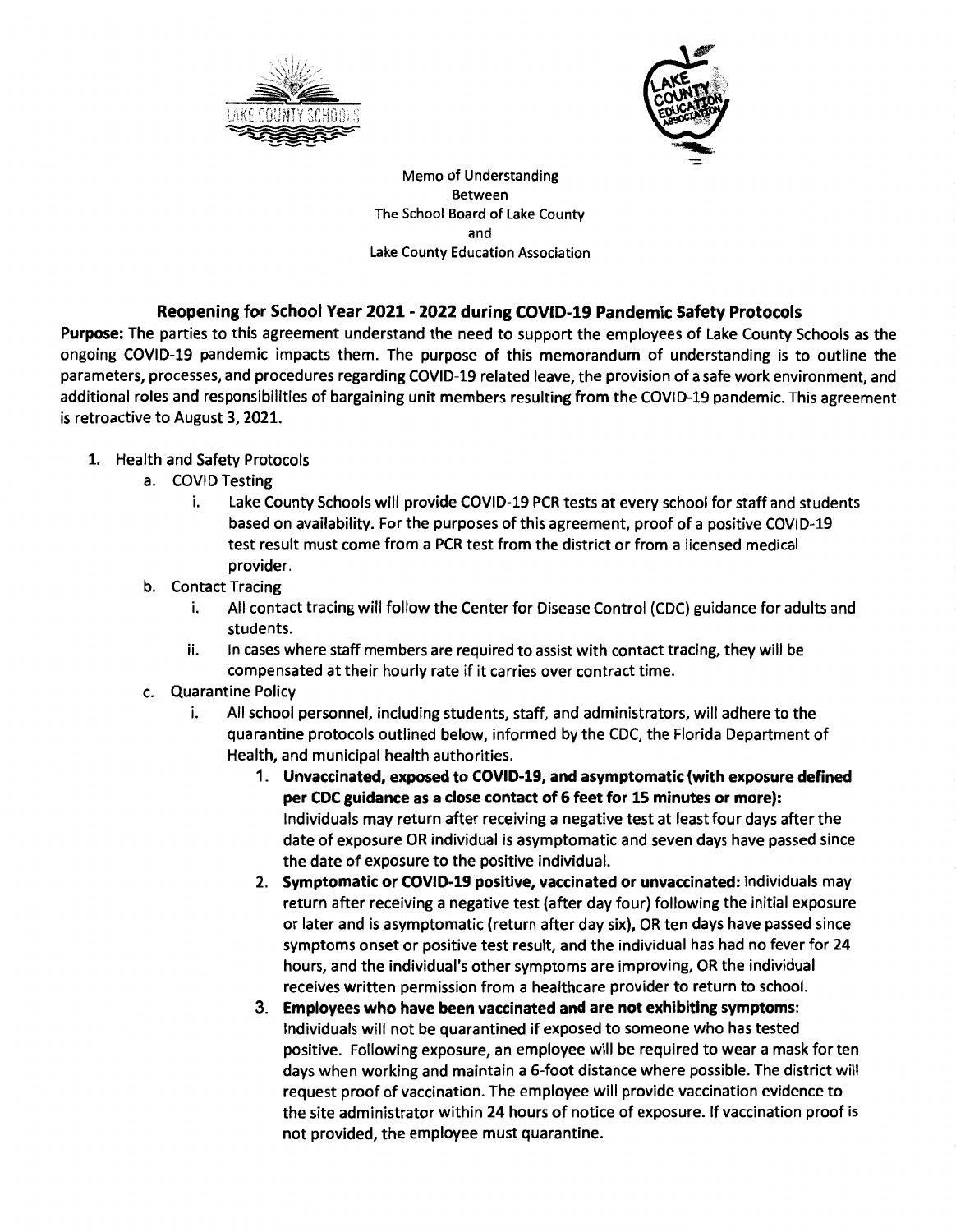Memo of Understanding
Between
The School Board of Lake County
and
Lake County Education Association

## Reopening for School Year 2021 - 2022 during COVID-19 Pandemic Safety Protocols

**Purpose:** The parties to this agreement understand the need to support the employees of Lake County Schools as the ongoing COVID-19 pandemic impacts them. The purpose of this memorandum of understanding is to outline the parameters, processes, and procedures regarding COVID-19 related leave, the provision of a safe work environment, and additional roles and responsibilities of bargaining unit members resulting from the COVID-19 pandemic. This agreement is retroactive to August 3, 2021.

1. Health and Safety Protocols
   a. COVID Testing
      i. Lake County Schools will provide COVID-19 PCR tests at every school for staff and students based on availability. For the purposes of this agreement, proof of a positive COVID-19 test result must come from a PCR test from the district or from a licensed medical provider.

   b. Contact Tracing
      i. All contact tracing will follow the Center for Disease Control (CDC) guidance for adults and students.
      ii. In cases where staff members are required to assist with contact tracing, they will be compensated at their hourly rate if it carries over contract time.

   c. Quarantine Policy
      i. All school personnel, including students, staff, and administrators, will adhere to the quarantine protocols outlined below, informed by the CDC, the Florida Department of Health, and municipal health authorities.
         1. **Unvaccinated, exposed to COVID-19, and asymptomatic (with exposure defined per CDC guidance as a close contact of 6 feet for 15 minutes or more):** Individuals may return after receiving a negative test at least four days after the date of exposure OR individual is asymptomatic and seven days have passed since the date of exposure to the positive individual.
         2. **Symptomatic or COVID-19 positive, vaccinated or unvaccinated:** Individuals may return after receiving a negative test (after day four) following the initial exposure or later and is asymptomatic (return after day six), OR ten days have passed since symptoms onset or positive test result, and the individual has had no fever for 24 hours, and the individual's other symptoms are improving, OR the individual receives written permission from a healthcare provider to return to school.
         3. **Employees who have been vaccinated and are not exhibiting symptoms:** Individuals will not be quarantined if exposed to someone who has tested positive. Following exposure, an employee will be required to wear a mask for ten days when working and maintain a 6-foot distance where possible. The district will request proof of vaccination. The employee will provide vaccination evidence to the site administrator within 24 hours of notice of exposure. If vaccination proof is not provided, the employee must quarantine.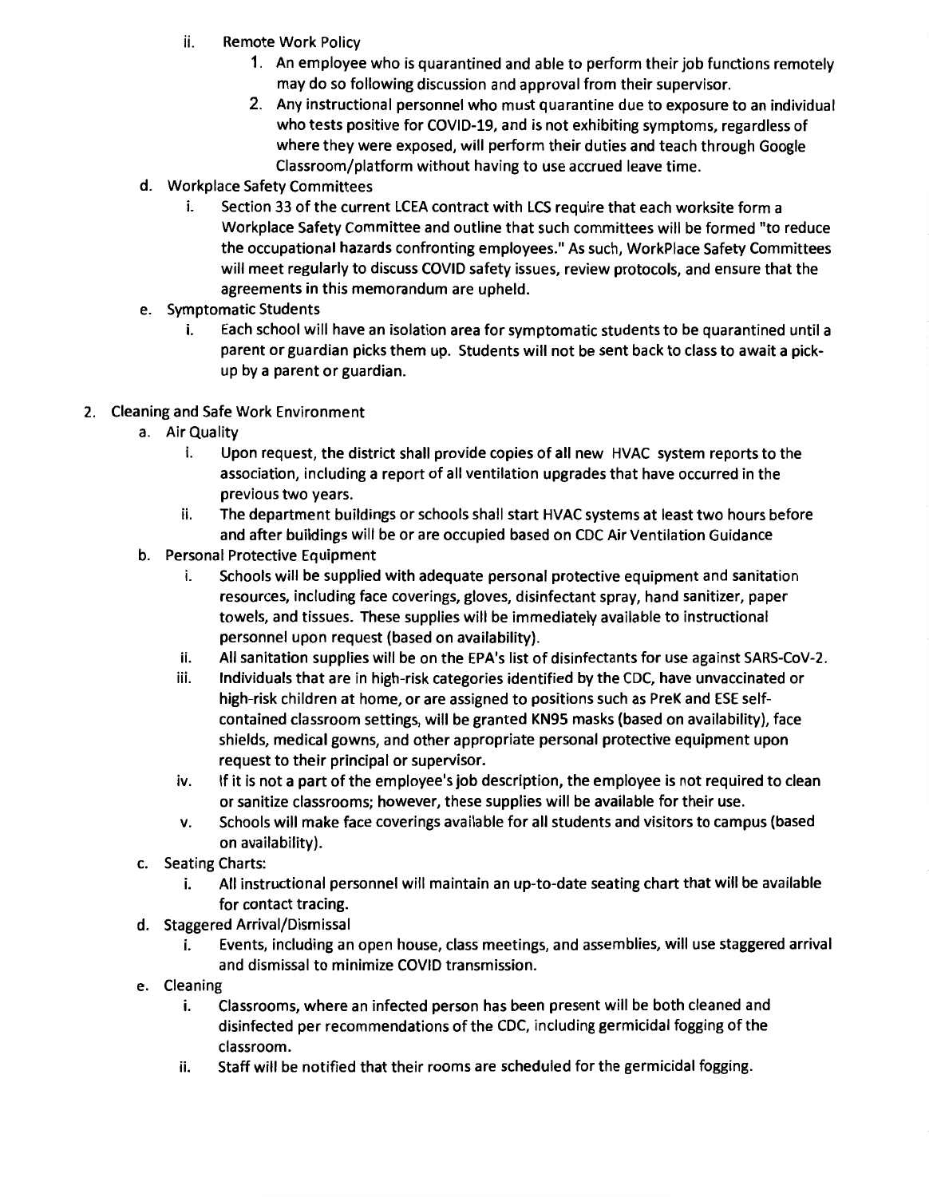ii. Remote Work Policy
    1. An employee who is quarantined and able to perform their job functions remotely may do so following discussion and approval from their supervisor.
    2. Any instructional personnel who must quarantine due to exposure to an individual who tests positive for COVID-19, and is not exhibiting symptoms, regardless of where they were exposed, will perform their duties and teach through Google Classroom/platform without having to use accrued leave time.

d. Workplace Safety Committees
    i. Section 33 of the current LCEA contract with LCS require that each worksite form a Workplace Safety Committee and outline that such committees will be formed "to reduce the occupational hazards confronting employees." As such, WorkPlace Safety Committees will meet regularly to discuss COVID safety issues, review protocols, and ensure that the agreements in this memorandum are upheld.

e. Symptomatic Students
    i. Each school will have an isolation area for symptomatic students to be quarantined until a parent or guardian picks them up. Students will not be sent back to class to await a pick-up by a parent or guardian.

2. Cleaning and Safe Work Environment
    a. Air Quality
        i. Upon request, the district shall provide copies of all new HVAC system reports to the association, including a report of all ventilation upgrades that have occurred in the previous two years.
        ii. The department buildings or schools shall start HVAC systems at least two hours before and after buildings will be or are occupied based on CDC Air Ventilation Guidance
    b. Personal Protective Equipment
        i. Schools will be supplied with adequate personal protective equipment and sanitation resources, including face coverings, gloves, disinfectant spray, hand sanitizer, paper towels, and tissues. These supplies will be immediately available to instructional personnel upon request (based on availability).
        ii. All sanitation supplies will be on the EPA's list of disinfectants for use against SARS-CoV-2.
        iii. Individuals that are in high-risk categories identified by the CDC, have unvaccinated or high-risk children at home, or are assigned to positions such as PreK and ESE self-contained classroom settings, will be granted KN95 masks (based on availability), face shields, medical gowns, and other appropriate personal protective equipment upon request to their principal or supervisor.
        iv. If it is not a part of the employee's job description, the employee is not required to clean or sanitize classrooms; however, these supplies will be available for their use.
        v. Schools will make face coverings available for all students and visitors to campus (based on availability).
    c. Seating Charts:
        i. All instructional personnel will maintain an up-to-date seating chart that will be available for contact tracing.
    d. Staggered Arrival/Dismissal
        i. Events, including an open house, class meetings, and assemblies, will use staggered arrival and dismissal to minimize COVID transmission.
    e. Cleaning
        i. Classrooms, where an infected person has been present will be both cleaned and disinfected per recommendations of the CDC, including germicidal fogging of the classroom.
        ii. Staff will be notified that their rooms are scheduled for the germicidal fogging.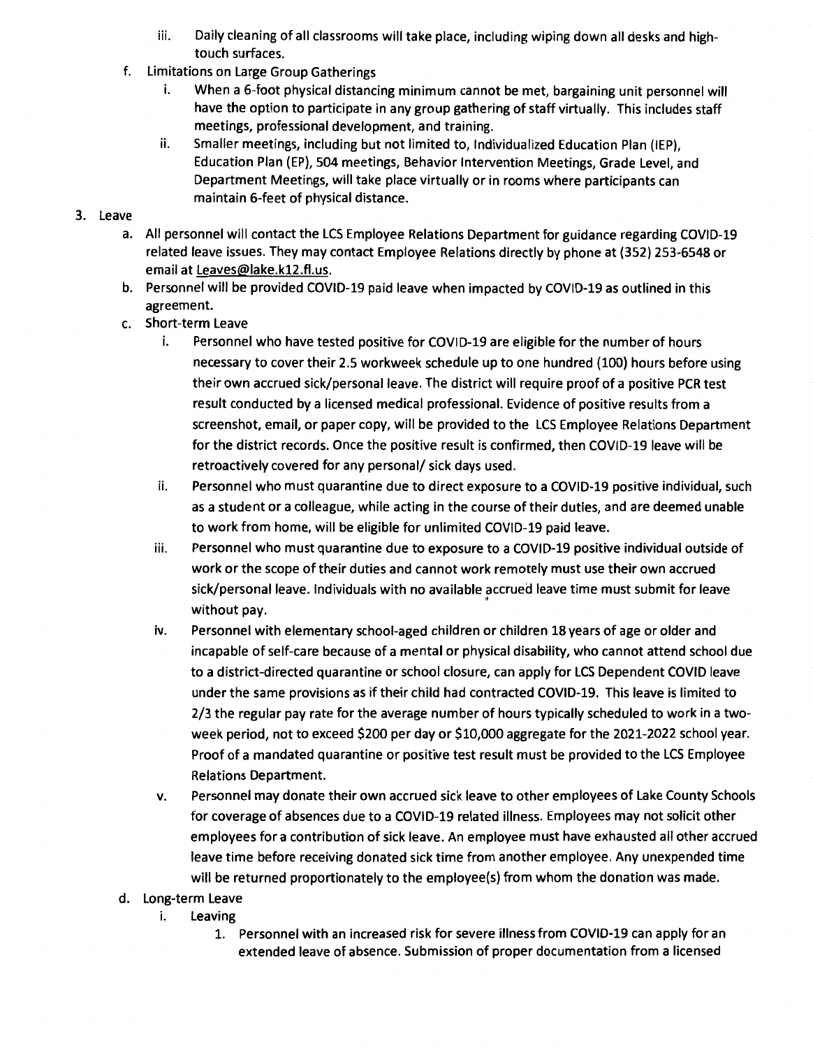iii. Daily cleaning of all classrooms will take place, including wiping down all desks and high-touch surfaces.

f. Limitations on Large Group Gatherings
   i. When a 6-foot physical distancing minimum cannot be met, bargaining unit personnel will have the option to participate in any group gathering of staff virtually. This includes staff meetings, professional development, and training.
   ii. Smaller meetings, including but not limited to, Individualized Education Plan (IEP), Education Plan (EP), 504 meetings, Behavior Intervention Meetings, Grade Level, and Department Meetings, will take place virtually or in rooms where participants can maintain 6-feet of physical distance.

3. Leave
   a. All personnel will contact the LCS Employee Relations Department for guidance regarding COVID-19 related leave issues. They may contact Employee Relations directly by phone at (352) 253-6548 or email at Leaves@lake.k12.fl.us.
   b. Personnel will be provided COVID-19 paid leave when impacted by COVID-19 as outlined in this agreement.
   c. Short-term Leave
      i. Personnel who have tested positive for COVID-19 are eligible for the number of hours necessary to cover their 2.5 workweek schedule up to one hundred (100) hours before using their own accrued sick/personal leave. The district will require proof of a positive PCR test result conducted by a licensed medical professional. Evidence of positive results from a screenshot, email, or paper copy, will be provided to the LCS Employee Relations Department for the district records. Once the positive result is confirmed, then COVID-19 leave will be retroactively covered for any personal/ sick days used.
      ii. Personnel who must quarantine due to direct exposure to a COVID-19 positive individual, such as a student or a colleague, while acting in the course of their duties, and are deemed unable to work from home, will be eligible for unlimited COVID-19 paid leave.
      iii. Personnel who must quarantine due to exposure to a COVID-19 positive individual outside of work or the scope of their duties and cannot work remotely must use their own accrued sick/personal leave. Individuals with no available accrued leave time must submit for leave without pay.
      iv. Personnel with elementary school-aged children or children 18 years of age or older and incapable of self-care because of a mental or physical disability, who cannot attend school due to a district-directed quarantine or school closure, can apply for LCS Dependent COVID leave under the same provisions as if their child had contracted COVID-19. This leave is limited to 2/3 the regular pay rate for the average number of hours typically scheduled to work in a two-week period, not to exceed $200 per day or $10,000 aggregate for the 2021-2022 school year. Proof of a mandated quarantine or positive test result must be provided to the LCS Employee Relations Department.
      v. Personnel may donate their own accrued sick leave to other employees of Lake County Schools for coverage of absences due to a COVID-19 related illness. Employees may not solicit other employees for a contribution of sick leave. An employee must have exhausted all other accrued leave time before receiving donated sick time from another employee. Any unexpended time will be returned proportionately to the employee(s) from whom the donation was made.
   d. Long-term Leave
      i. Leaving
         1. Personnel with an increased risk for severe illness from COVID-19 can apply for an extended leave of absence. Submission of proper documentation from a licensed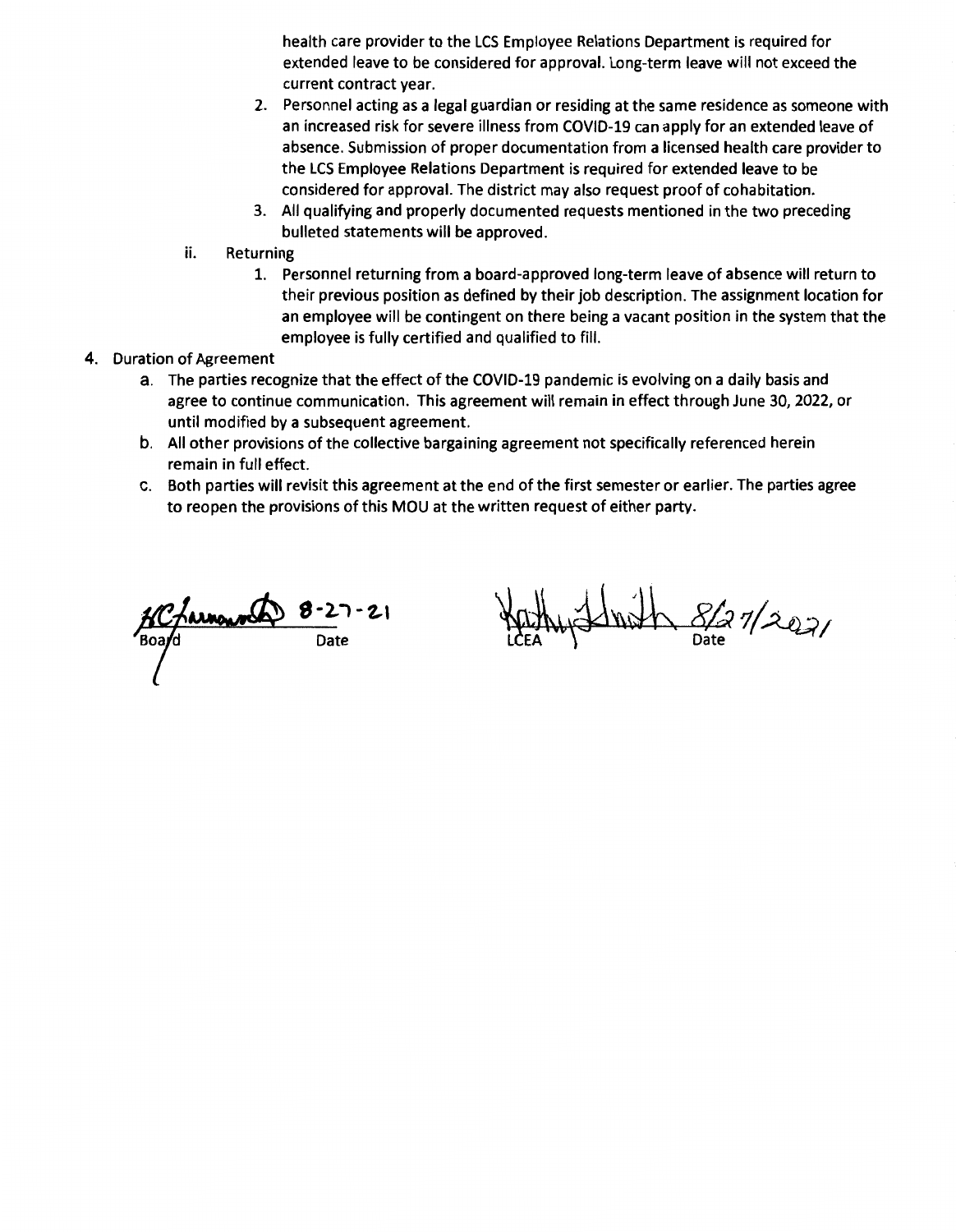health care provider to the LCS Employee Relations Department is required for extended leave to be considered for approval. Long-term leave will not exceed the current contract year.

2. Personnel acting as a legal guardian or residing at the same residence as someone with an increased risk for severe illness from COVID-19 can apply for an extended leave of absence. Submission of proper documentation from a licensed health care provider to the LCS Employee Relations Department is required for extended leave to be considered for approval. The district may also request proof of cohabitation.
3. All qualifying and properly documented requests mentioned in the two preceding bulleted statements will be approved.

ii. Returning

1. Personnel returning from a board-approved long-term leave of absence will return to their previous position as defined by their job description. The assignment location for an employee will be contingent on there being a vacant position in the system that the employee is fully certified and qualified to fill.

4. Duration of Agreement
   a. The parties recognize that the effect of the COVID-19 pandemic is evolving on a daily basis and agree to continue communication. This agreement will remain in effect through June 30, 2022, or until modified by a subsequent agreement.
   b. All other provisions of the collective bargaining agreement not specifically referenced herein remain in full effect.
   c. Both parties will revisit this agreement at the end of the first semester or earlier. The parties agree to reopen the provisions of this MOU at the written request of either party.

8-27-21

Board Date

8/27/2021

LCEA Date